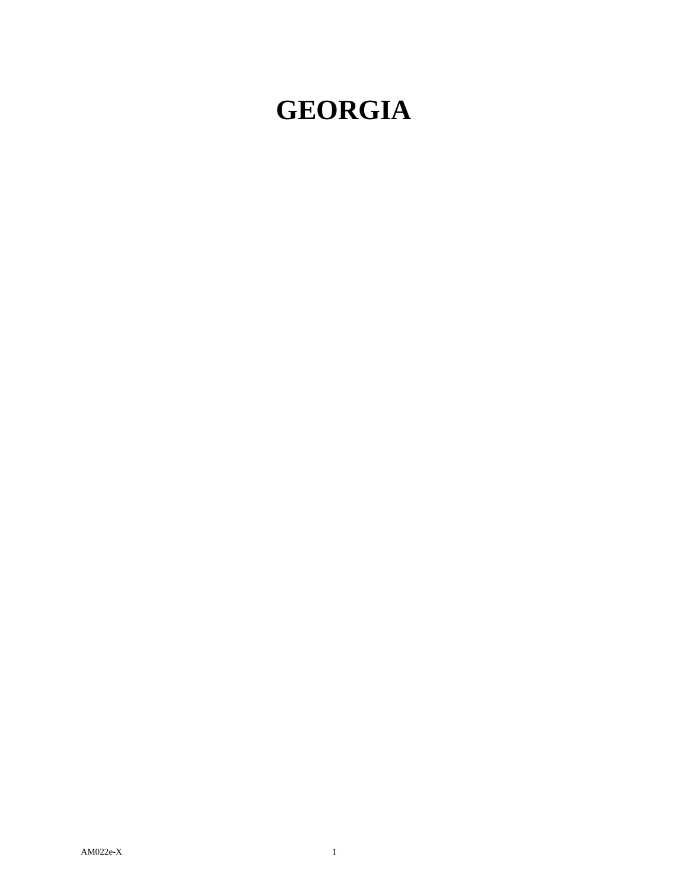# GEORGIA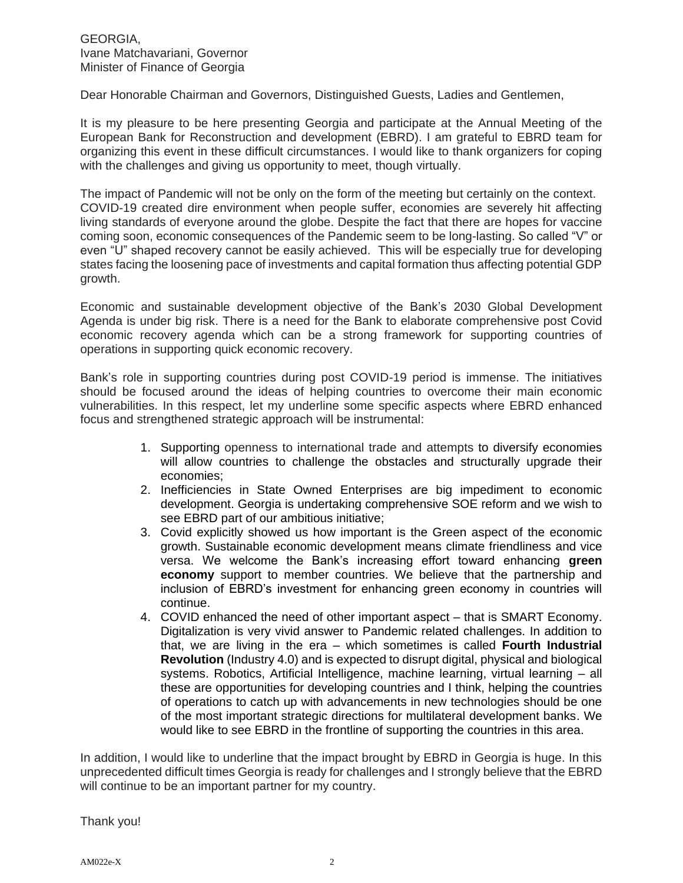GEORGIA,
Ivane Matchavariani, Governor
Minister of Finance of Georgia

Dear Honorable Chairman and Governors, Distinguished Guests, Ladies and Gentlemen,

It is my pleasure to be here presenting Georgia and participate at the Annual Meeting of the European Bank for Reconstruction and development (EBRD). I am grateful to EBRD team for organizing this event in these difficult circumstances. I would like to thank organizers for coping with the challenges and giving us opportunity to meet, though virtually.

The impact of Pandemic will not be only on the form of the meeting but certainly on the context. COVID-19 created dire environment when people suffer, economies are severely hit affecting living standards of everyone around the globe. Despite the fact that there are hopes for vaccine coming soon, economic consequences of the Pandemic seem to be long-lasting. So called "V" or even "U" shaped recovery cannot be easily achieved. This will be especially true for developing states facing the loosening pace of investments and capital formation thus affecting potential GDP growth.

Economic and sustainable development objective of the Bank's 2030 Global Development Agenda is under big risk. There is a need for the Bank to elaborate comprehensive post Covid economic recovery agenda which can be a strong framework for supporting countries of operations in supporting quick economic recovery.

Bank's role in supporting countries during post COVID-19 period is immense. The initiatives should be focused around the ideas of helping countries to overcome their main economic vulnerabilities. In this respect, let my underline some specific aspects where EBRD enhanced focus and strengthened strategic approach will be instrumental:

1. Supporting openness to international trade and attempts to diversify economies will allow countries to challenge the obstacles and structurally upgrade their economies;
2. Inefficiencies in State Owned Enterprises are big impediment to economic development. Georgia is undertaking comprehensive SOE reform and we wish to see EBRD part of our ambitious initiative;
3. Covid explicitly showed us how important is the Green aspect of the economic growth. Sustainable economic development means climate friendliness and vice versa. We welcome the Bank's increasing effort toward enhancing **green economy** support to member countries. We believe that the partnership and inclusion of EBRD's investment for enhancing green economy in countries will continue.
4. COVID enhanced the need of other important aspect – that is SMART Economy. Digitalization is very vivid answer to Pandemic related challenges. In addition to that, we are living in the era – which sometimes is called **Fourth Industrial Revolution** (Industry 4.0) and is expected to disrupt digital, physical and biological systems. Robotics, Artificial Intelligence, machine learning, virtual learning – all these are opportunities for developing countries and I think, helping the countries of operations to catch up with advancements in new technologies should be one of the most important strategic directions for multilateral development banks. We would like to see EBRD in the frontline of supporting the countries in this area.

In addition, I would like to underline that the impact brought by EBRD in Georgia is huge. In this unprecedented difficult times Georgia is ready for challenges and I strongly believe that the EBRD will continue to be an important partner for my country.

Thank you!

AM022e-X